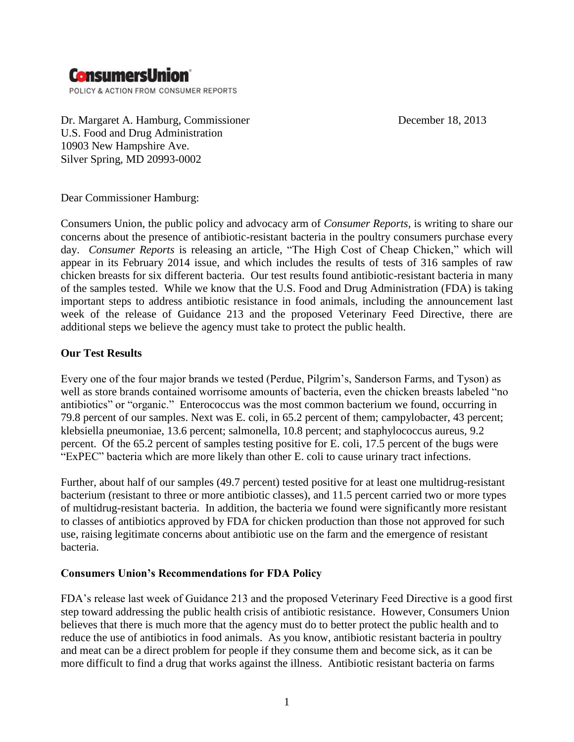**ConsumersUnion**

POLICY & ACTION FROM CONSUMER REPORTS

Dr. Margaret A. Hamburg, Commissioner
U.S. Food and Drug Administration
10903 New Hampshire Ave.
Silver Spring, MD 20993-0002

December 18, 2013

Dear Commissioner Hamburg:

Consumers Union, the public policy and advocacy arm of *Consumer Reports*, is writing to share our concerns about the presence of antibiotic-resistant bacteria in the poultry consumers purchase every day. *Consumer Reports* is releasing an article, "The High Cost of Cheap Chicken," which will appear in its February 2014 issue, and which includes the results of tests of 316 samples of raw chicken breasts for six different bacteria. Our test results found antibiotic-resistant bacteria in many of the samples tested. While we know that the U.S. Food and Drug Administration (FDA) is taking important steps to address antibiotic resistance in food animals, including the announcement last week of the release of Guidance 213 and the proposed Veterinary Feed Directive, there are additional steps we believe the agency must take to protect the public health.

**Our Test Results**

Every one of the four major brands we tested (Perdue, Pilgrim's, Sanderson Farms, and Tyson) as well as store brands contained worrisome amounts of bacteria, even the chicken breasts labeled "no antibiotics" or "organic." Enterococcus was the most common bacterium we found, occurring in 79.8 percent of our samples. Next was E. coli, in 65.2 percent of them; campylobacter, 43 percent; klebsiella pneumoniae, 13.6 percent; salmonella, 10.8 percent; and staphylococcus aureus, 9.2 percent. Of the 65.2 percent of samples testing positive for E. coli, 17.5 percent of the bugs were "ExPEC" bacteria which are more likely than other E. coli to cause urinary tract infections.

Further, about half of our samples (49.7 percent) tested positive for at least one multidrug-resistant bacterium (resistant to three or more antibiotic classes), and 11.5 percent carried two or more types of multidrug-resistant bacteria. In addition, the bacteria we found were significantly more resistant to classes of antibiotics approved by FDA for chicken production than those not approved for such use, raising legitimate concerns about antibiotic use on the farm and the emergence of resistant bacteria.

**Consumers Union's Recommendations for FDA Policy**

FDA's release last week of Guidance 213 and the proposed Veterinary Feed Directive is a good first step toward addressing the public health crisis of antibiotic resistance. However, Consumers Union believes that there is much more that the agency must do to better protect the public health and to reduce the use of antibiotics in food animals. As you know, antibiotic resistant bacteria in poultry and meat can be a direct problem for people if they consume them and become sick, as it can be more difficult to find a drug that works against the illness. Antibiotic resistant bacteria on farms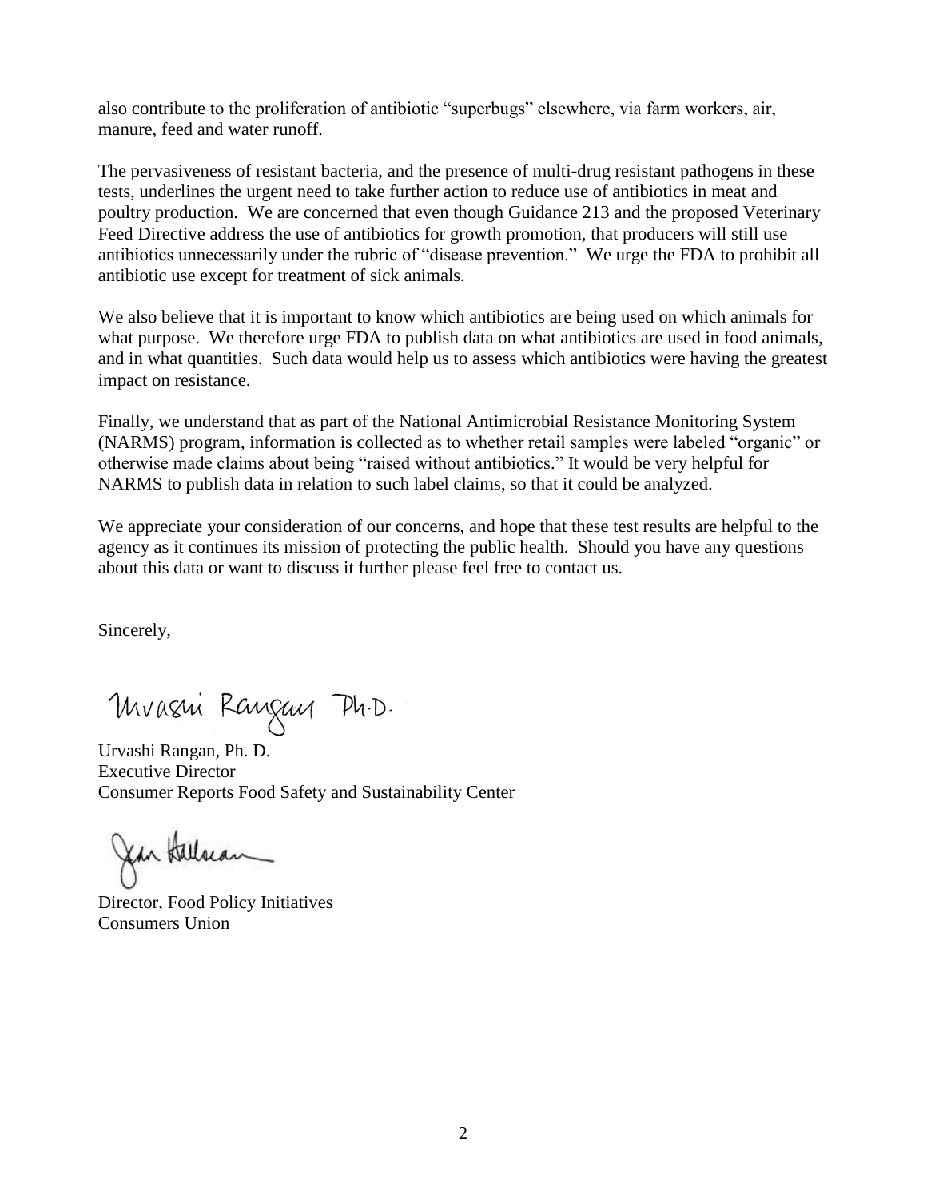also contribute to the proliferation of antibiotic "superbugs" elsewhere, via farm workers, air, manure, feed and water runoff.

The pervasiveness of resistant bacteria, and the presence of multi-drug resistant pathogens in these tests, underlines the urgent need to take further action to reduce use of antibiotics in meat and poultry production. We are concerned that even though Guidance 213 and the proposed Veterinary Feed Directive address the use of antibiotics for growth promotion, that producers will still use antibiotics unnecessarily under the rubric of "disease prevention." We urge the FDA to prohibit all antibiotic use except for treatment of sick animals.

We also believe that it is important to know which antibiotics are being used on which animals for what purpose. We therefore urge FDA to publish data on what antibiotics are used in food animals, and in what quantities. Such data would help us to assess which antibiotics were having the greatest impact on resistance.

Finally, we understand that as part of the National Antimicrobial Resistance Monitoring System (NARMS) program, information is collected as to whether retail samples were labeled "organic" or otherwise made claims about being "raised without antibiotics." It would be very helpful for NARMS to publish data in relation to such label claims, so that it could be analyzed.

We appreciate your consideration of our concerns, and hope that these test results are helpful to the agency as it continues its mission of protecting the public health. Should you have any questions about this data or want to discuss it further please feel free to contact us.

Sincerely,

Urvashi Rangan Ph.D.

Urvashi Rangan, Ph. D.
Executive Director
Consumer Reports Food Safety and Sustainability Center

Jean Halloran

Director, Food Policy Initiatives
Consumers Union